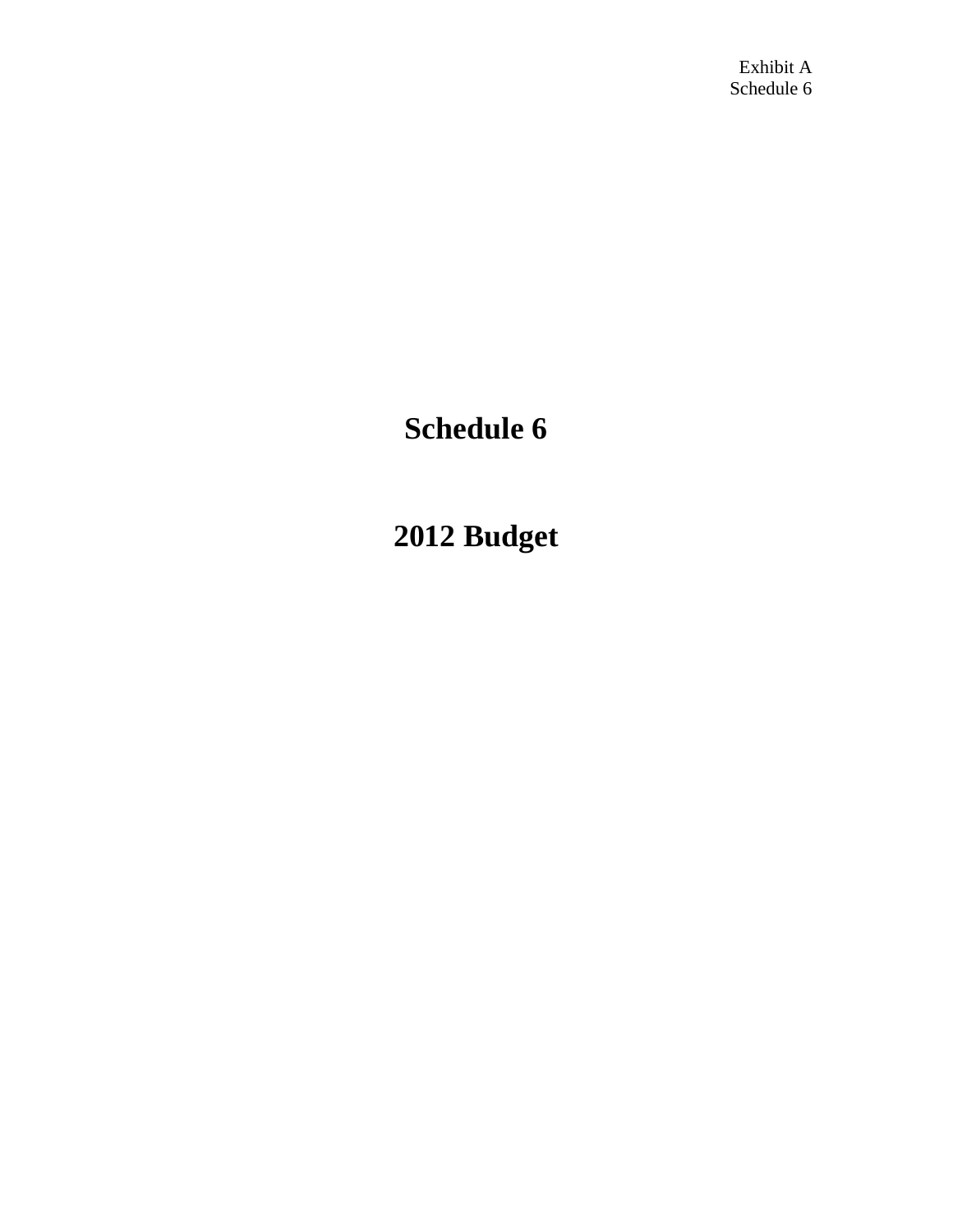Exhibit A
Schedule 6

# Schedule 6

# 2012 Budget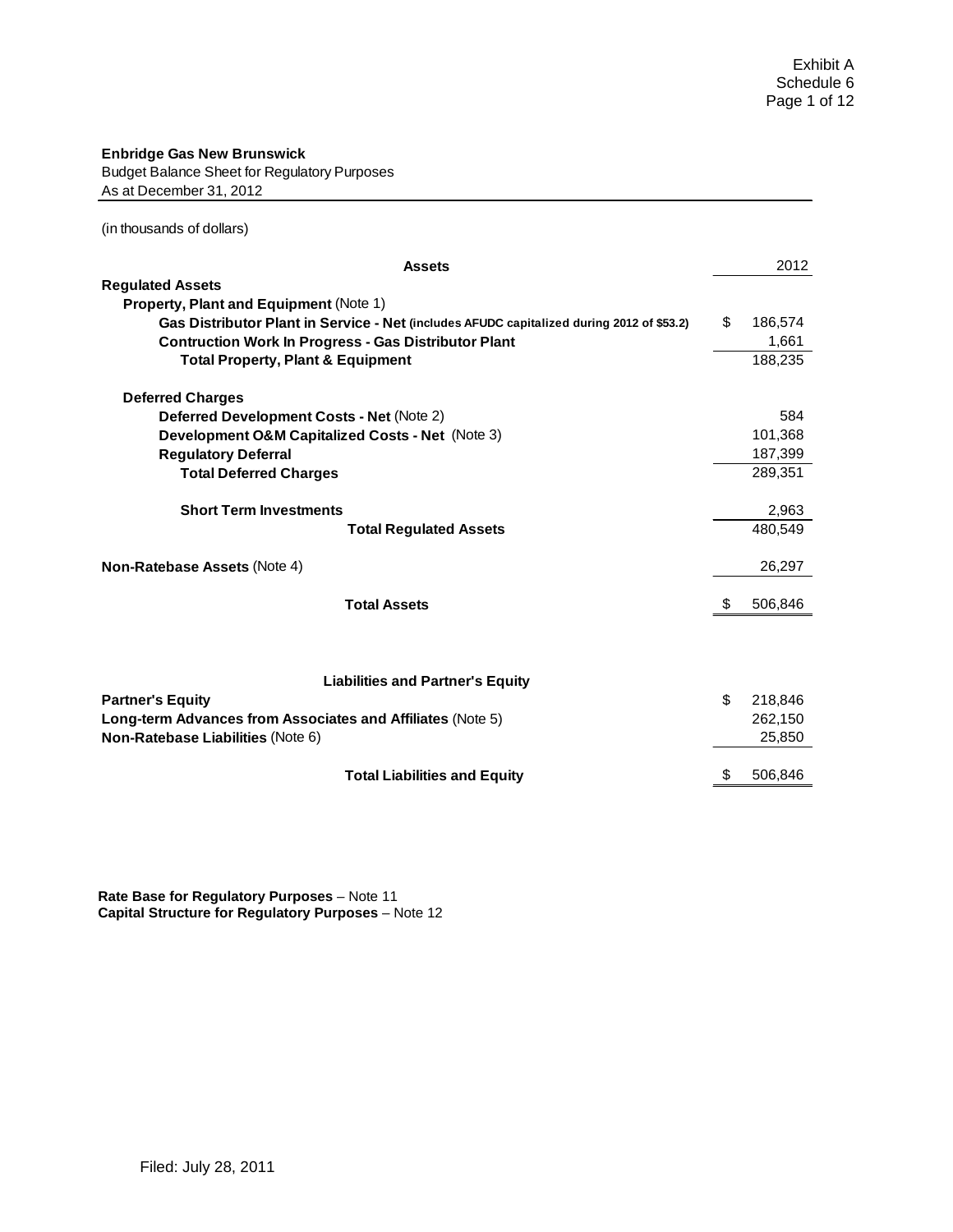**Enbridge Gas New Brunswick**
Budget Balance Sheet for Regulatory Purposes
As at December 31, 2012

(in thousands of dollars)

| Assets | 2012 |
|---|---|
| **Regulated Assets** | |
| **Property, Plant and Equipment** (Note 1) | |
| **Gas Distributor Plant in Service - Net** (includes AFUDC capitalized during 2012 of $53.2) | $ 186,574 |
| **Contruction Work In Progress - Gas Distributor Plant** | 1,661 |
| **Total Property, Plant & Equipment** | 188,235 |
| | |
| **Deferred Charges** | |
| **Deferred Development Costs - Net** (Note 2) | 584 |
| **Development O&M Capitalized Costs - Net** (Note 3) | 101,368 |
| **Regulatory Deferral** | 187,399 |
| **Total Deferred Charges** | 289,351 |
| | |
| **Short Term Investments** | 2,963 |
| **Total Regulated Assets** | 480,549 |
| | |
| **Non-Ratebase Assets** (Note 4) | 26,297 |
| | |
| **Total Assets** | $ 506,846 |

| Liabilities and Partner's Equity | |
|---|---|
| **Partner's Equity** | $ 218,846 |
| **Long-term Advances from Associates and Affiliates** (Note 5) | 262,150 |
| **Non-Ratebase Liabilities** (Note 6) | 25,850 |
| | |
| **Total Liabilities and Equity** | $ 506,846 |

**Rate Base for Regulatory Purposes** – Note 11
**Capital Structure for Regulatory Purposes** – Note 12

Filed: July 28, 2011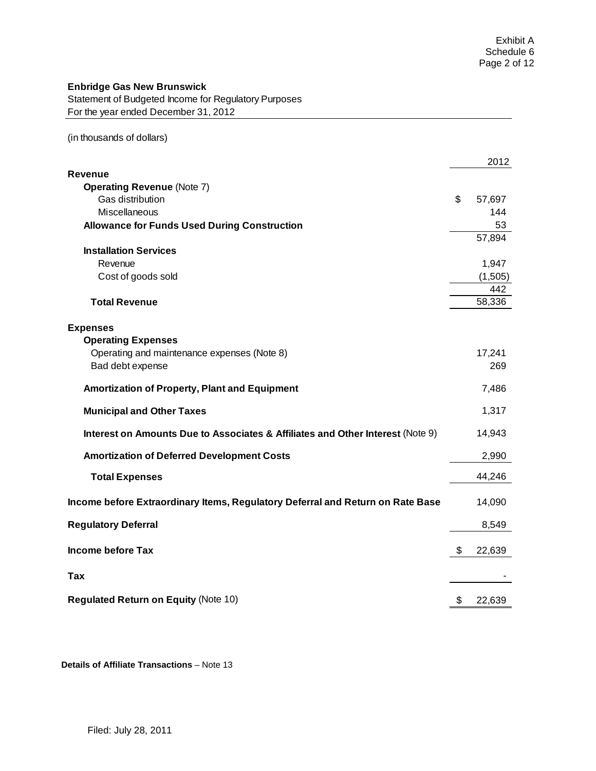Exhibit A
Schedule 6

**Enbridge Gas New Brunswick**
Statement of Budgeted Income for Regulatory Purposes
For the year ended December 31, 2012

(in thousands of dollars)

| | 2012 |
|---|---|
| **Revenue** | |
| **Operating Revenue** (Note 7) | |
| Gas distribution | $ 57,697 |
| Miscellaneous | 144 |
| **Allowance for Funds Used During Construction** | 53 |
| | 57,894 |
| **Installation Services** | |
| Revenue | 1,947 |
| Cost of goods sold | (1,505) |
| | 442 |
| **Total Revenue** | 58,336 |
| **Expenses** | |
| **Operating Expenses** | |
| Operating and maintenance expenses (Note 8) | 17,241 |
| Bad debt expense | 269 |
| **Amortization of Property, Plant and Equipment** | 7,486 |
| **Municipal and Other Taxes** | 1,317 |
| **Interest on Amounts Due to Associates & Affiliates and Other Interest** (Note 9) | 14,943 |
| **Amortization of Deferred Development Costs** | 2,990 |
| **Total Expenses** | 44,246 |
| **Income before Extraordinary Items, Regulatory Deferral and Return on Rate Base** | 14,090 |
| **Regulatory Deferral** | 8,549 |
| **Income before Tax** | $ 22,639 |
| **Tax** | - |
| **Regulated Return on Equity** (Note 10) | $ 22,639 |

**Details of Affiliate Transactions** – Note 13

Filed: July 28, 2011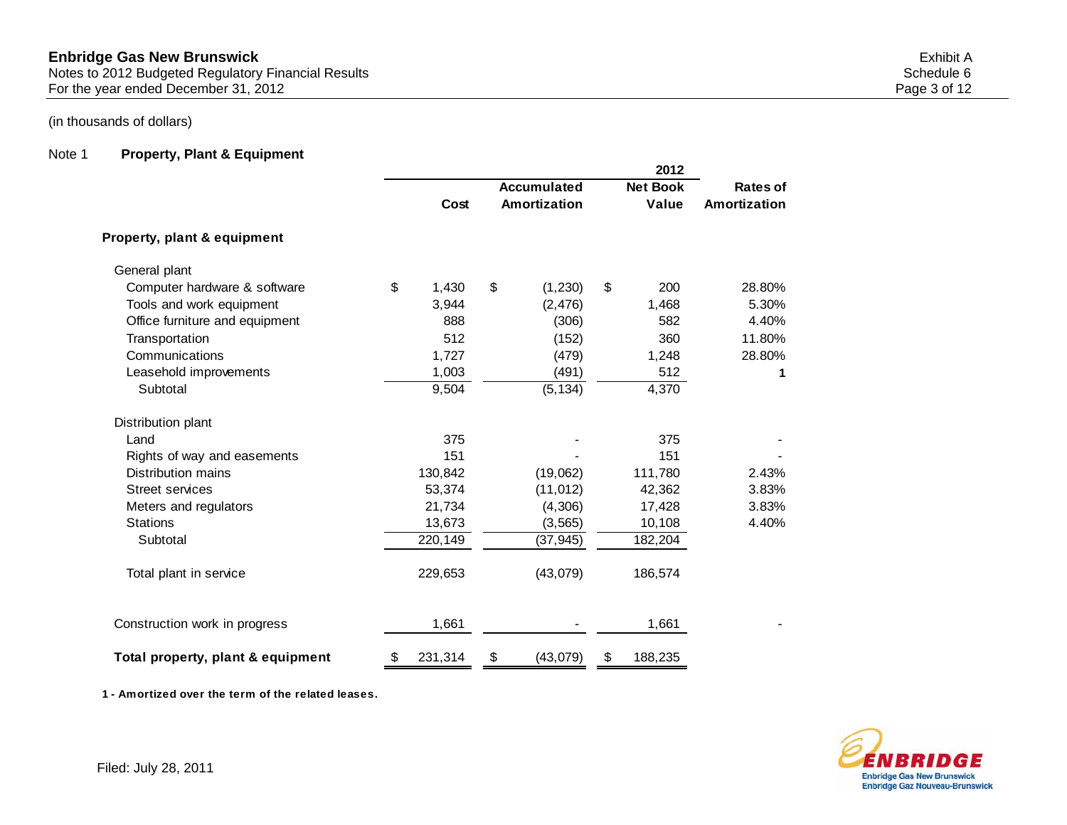**Enbridge Gas New Brunswick**
Notes to 2012 Budgeted Regulatory Financial Results
For the year ended December 31, 2012

Exhibit A
Schedule 6

(in thousands of dollars)

Note 1 **Property, Plant & Equipment**

| | 2012 | | | |
|---|---|---|---|---|
| | Cost | Accumulated Amortization | Net Book Value | Rates of Amortization |
| **Property, plant & equipment** | | | | |
| General plant | | | | |
| Computer hardware & software | $ 1,430 | $ (1,230) | $ 200 | 28.80% |
| Tools and work equipment | 3,944 | (2,476) | 1,468 | 5.30% |
| Office furniture and equipment | 888 | (306) | 582 | 4.40% |
| Transportation | 512 | (152) | 360 | 11.80% |
| Communications | 1,727 | (479) | 1,248 | 28.80% |
| Leasehold improvements | 1,003 | (491) | 512 | **1** |
| Subtotal | 9,504 | (5,134) | 4,370 | |
| Distribution plant | | | | |
| Land | 375 | - | 375 | - |
| Rights of way and easements | 151 | - | 151 | - |
| Distribution mains | 130,842 | (19,062) | 111,780 | 2.43% |
| Street services | 53,374 | (11,012) | 42,362 | 3.83% |
| Meters and regulators | 21,734 | (4,306) | 17,428 | 3.83% |
| Stations | 13,673 | (3,565) | 10,108 | 4.40% |
| Subtotal | 220,149 | (37,945) | 182,204 | |
| Total plant in service | 229,653 | (43,079) | 186,574 | |
| Construction work in progress | 1,661 | - | 1,661 | - |
| **Total property, plant & equipment** | $ 231,314 | $ (43,079) | $ 188,235 | |

**1 - Amortized over the term of the related leases.**

Filed: July 28, 2011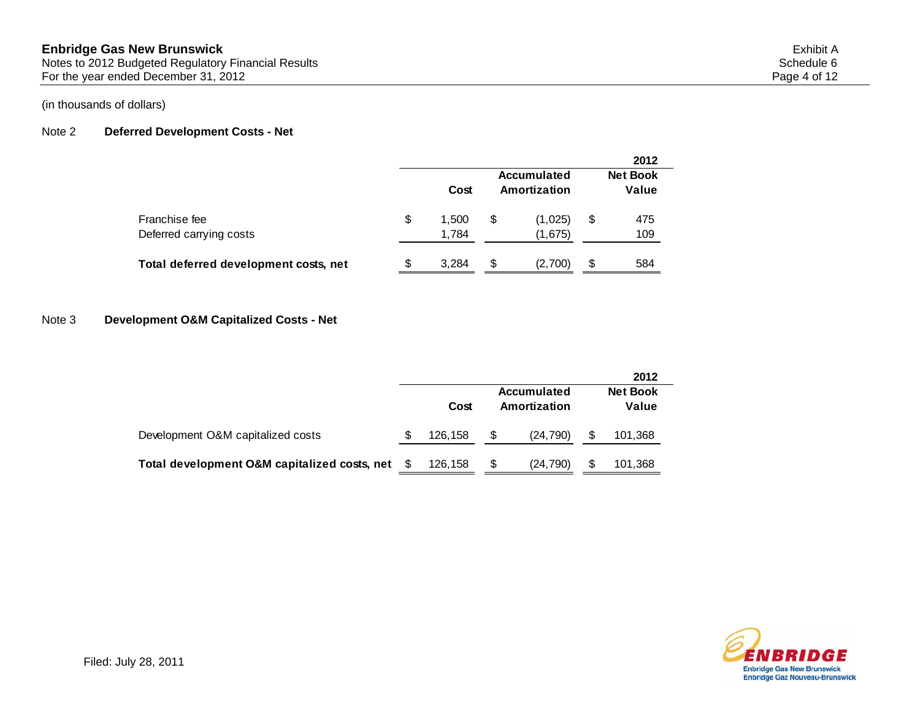**Enbridge Gas New Brunswick**
Notes to 2012 Budgeted Regulatory Financial Results
For the year ended December 31, 2012

Exhibit A
Schedule 6

(in thousands of dollars)

Note 2 **Deferred Development Costs - Net**

| | 2012 | | |
|---|---|---|---|
| | **Cost** | **Accumulated Amortization** | **Net Book Value** |
| Franchise fee | $ 1,500 | $ (1,025) | $ 475 |
| Deferred carrying costs | 1,784 | (1,675) | 109 |
| **Total deferred development costs, net** | $ 3,284 | $ (2,700) | $ 584 |

Note 3 **Development O&M Capitalized Costs - Net**

| | 2012 | | |
|---|---|---|---|
| | **Cost** | **Accumulated Amortization** | **Net Book Value** |
| Development O&M capitalized costs | $ 126,158 | $ (24,790) | $ 101,368 |
| **Total development O&M capitalized costs, net** | $ 126,158 | $ (24,790) | $ 101,368 |

Filed: July 28, 2011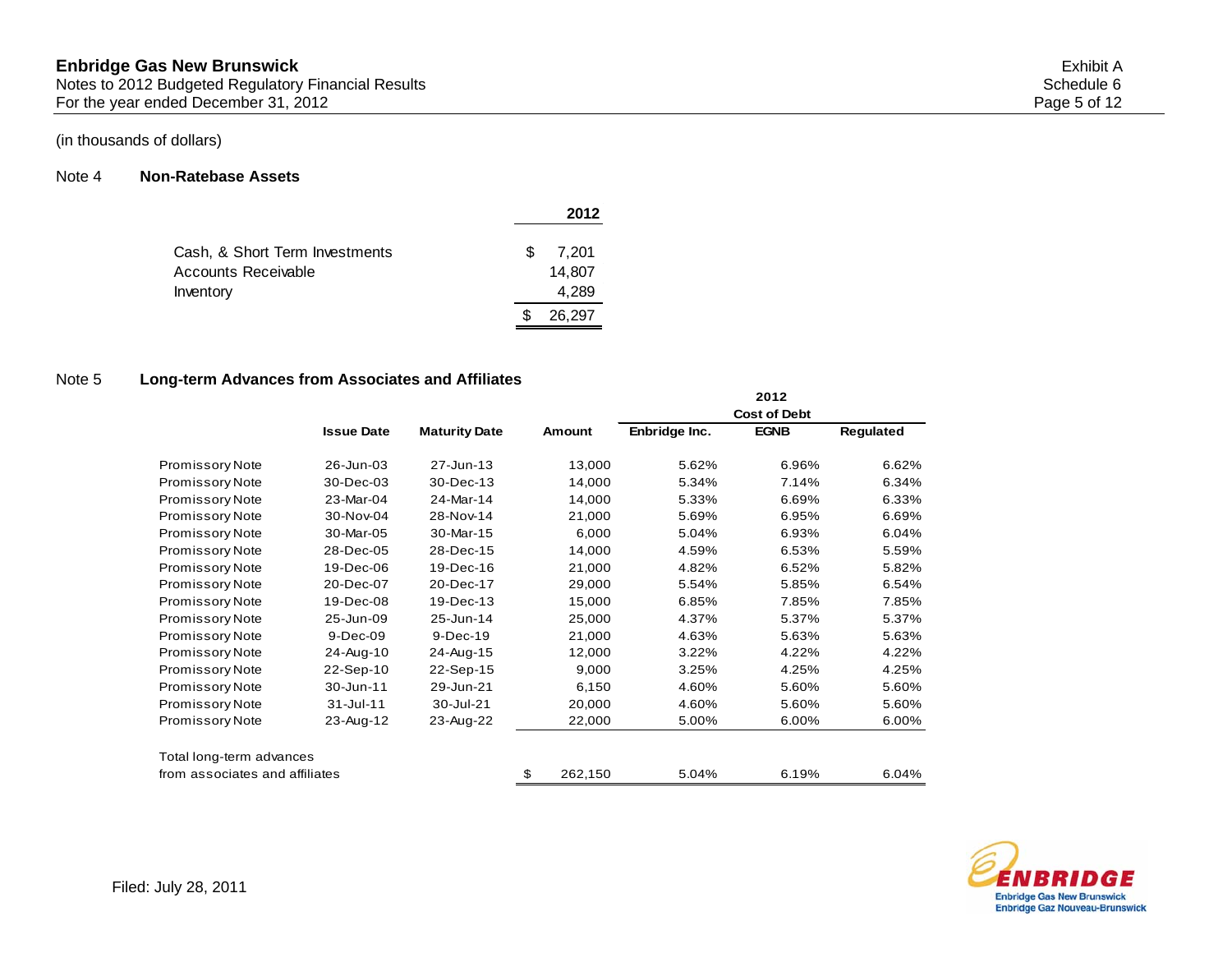(in thousands of dollars)

## Note 4 Non-Ratebase Assets

| | 2012 |
|---|---|
| Cash, & Short Term Investments | $ 7,201 |
| Accounts Receivable | 14,807 |
| Inventory | 4,289 |
| | $ 26,297 |

## Note 5 Long-term Advances from Associates and Affiliates

| | | | | 2012 Cost of Debt | | |
|---|---|---|---|---|---|---|
| | Issue Date | Maturity Date | Amount | Enbridge Inc. | EGNB | Regulated |
| Promissory Note | 26-Jun-03 | 27-Jun-13 | 13,000 | 5.62% | 6.96% | 6.62% |
| Promissory Note | 30-Dec-03 | 30-Dec-13 | 14,000 | 5.34% | 7.14% | 6.34% |
| Promissory Note | 23-Mar-04 | 24-Mar-14 | 14,000 | 5.33% | 6.69% | 6.33% |
| Promissory Note | 30-Nov-04 | 28-Nov-14 | 21,000 | 5.69% | 6.95% | 6.69% |
| Promissory Note | 30-Mar-05 | 30-Mar-15 | 6,000 | 5.04% | 6.93% | 6.04% |
| Promissory Note | 28-Dec-05 | 28-Dec-15 | 14,000 | 4.59% | 6.53% | 5.59% |
| Promissory Note | 19-Dec-06 | 19-Dec-16 | 21,000 | 4.82% | 6.52% | 5.82% |
| Promissory Note | 20-Dec-07 | 20-Dec-17 | 29,000 | 5.54% | 5.85% | 6.54% |
| Promissory Note | 19-Dec-08 | 19-Dec-13 | 15,000 | 6.85% | 7.85% | 7.85% |
| Promissory Note | 25-Jun-09 | 25-Jun-14 | 25,000 | 4.37% | 5.37% | 5.37% |
| Promissory Note | 9-Dec-09 | 9-Dec-19 | 21,000 | 4.63% | 5.63% | 5.63% |
| Promissory Note | 24-Aug-10 | 24-Aug-15 | 12,000 | 3.22% | 4.22% | 4.22% |
| Promissory Note | 22-Sep-10 | 22-Sep-15 | 9,000 | 3.25% | 4.25% | 4.25% |
| Promissory Note | 30-Jun-11 | 29-Jun-21 | 6,150 | 4.60% | 5.60% | 5.60% |
| Promissory Note | 31-Jul-11 | 30-Jul-21 | 20,000 | 4.60% | 5.60% | 5.60% |
| Promissory Note | 23-Aug-12 | 23-Aug-22 | 22,000 | 5.00% | 6.00% | 6.00% |
| Total long-term advances from associates and affiliates | | | $ 262,150 | 5.04% | 6.19% | 6.04% |

Filed: July 28, 2011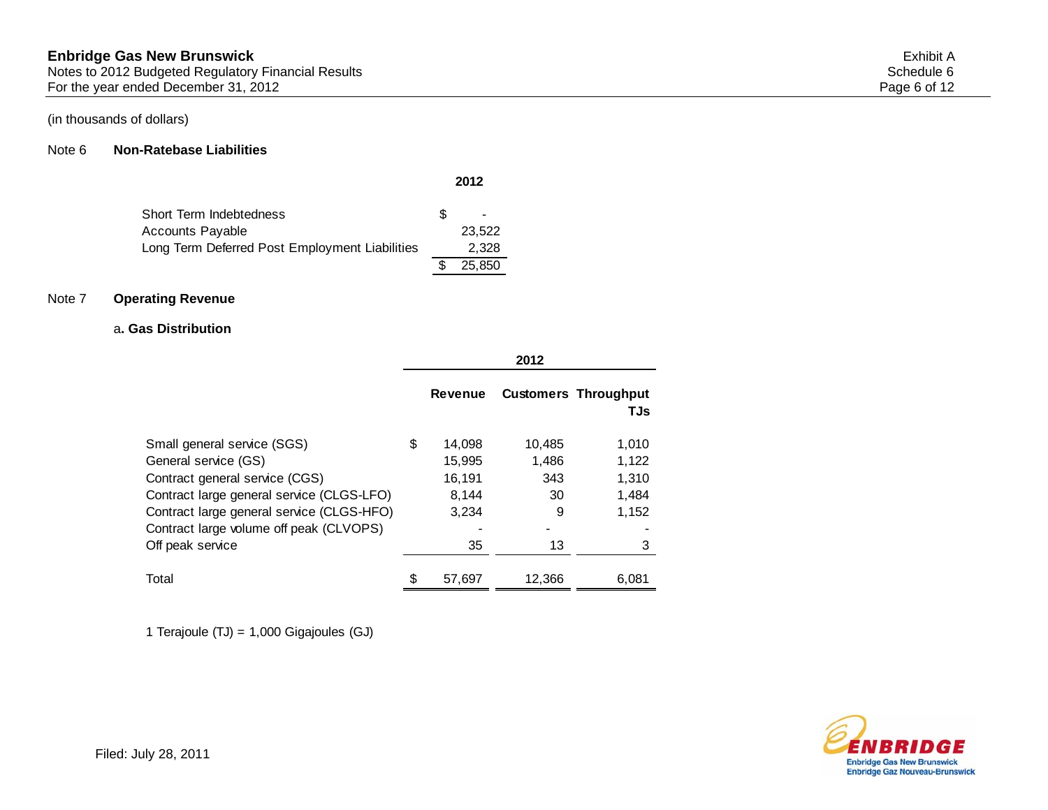(in thousands of dollars)

## Note 6 Non-Ratebase Liabilities

| | 2012 |
|---|---|
| Short Term Indebtedness | $ - |
| Accounts Payable | 23,522 |
| Long Term Deferred Post Employment Liabilities | 2,328 |
| | $ 25,850 |

## Note 7 Operating Revenue

### a. Gas Distribution

| | 2012 | | |
|---|---|---|---|
| | Revenue | Customers | Throughput TJs |
| Small general service (SGS) | $ 14,098 | 10,485 | 1,010 |
| General service (GS) | 15,995 | 1,486 | 1,122 |
| Contract general service (CGS) | 16,191 | 343 | 1,310 |
| Contract large general service (CLGS-LFO) | 8,144 | 30 | 1,484 |
| Contract large general service (CLGS-HFO) | 3,234 | 9 | 1,152 |
| Contract large volume off peak (CLVOPS) | - | - | - |
| Off peak service | 35 | 13 | 3 |
| Total | $ 57,697 | 12,366 | 6,081 |

1 Terajoule (TJ) = 1,000 Gigajoules (GJ)

Filed: July 28, 2011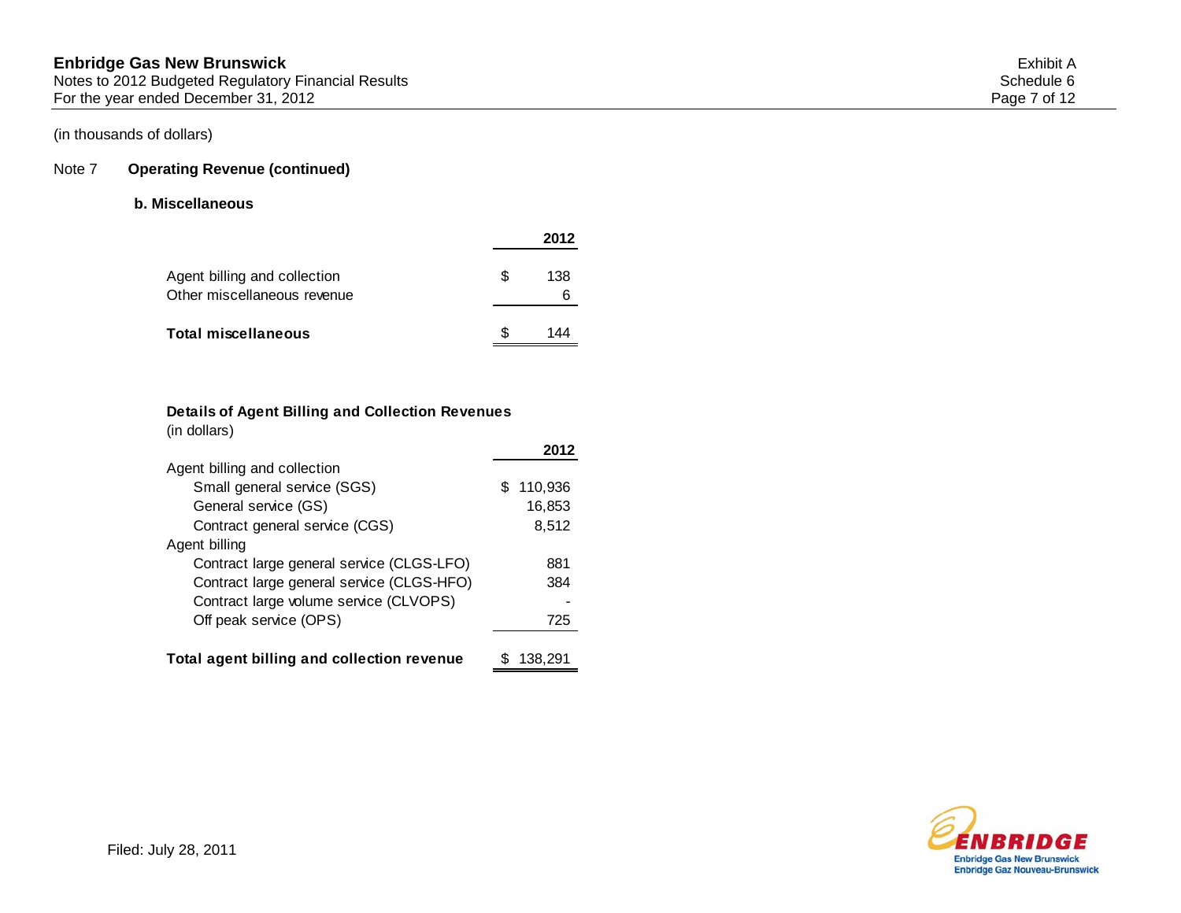(in thousands of dollars)

## Note 7 Operating Revenue (continued)

### b. Miscellaneous

| | 2012 |
|---|---|
| Agent billing and collection | $ 138 |
| Other miscellaneous revenue | 6 |
| **Total miscellaneous** | $ 144 |

**Details of Agent Billing and Collection Revenues**
(in dollars)

| | 2012 |
|---|---|
| Agent billing and collection | |
| Small general service (SGS) | $ 110,936 |
| General service (GS) | 16,853 |
| Contract general service (CGS) | 8,512 |
| Agent billing | |
| Contract large general service (CLGS-LFO) | 881 |
| Contract large general service (CLGS-HFO) | 384 |
| Contract large volume service (CLVOPS) | - |
| Off peak service (OPS) | 725 |
| **Total agent billing and collection revenue** | $ 138,291 |

Filed: July 28, 2011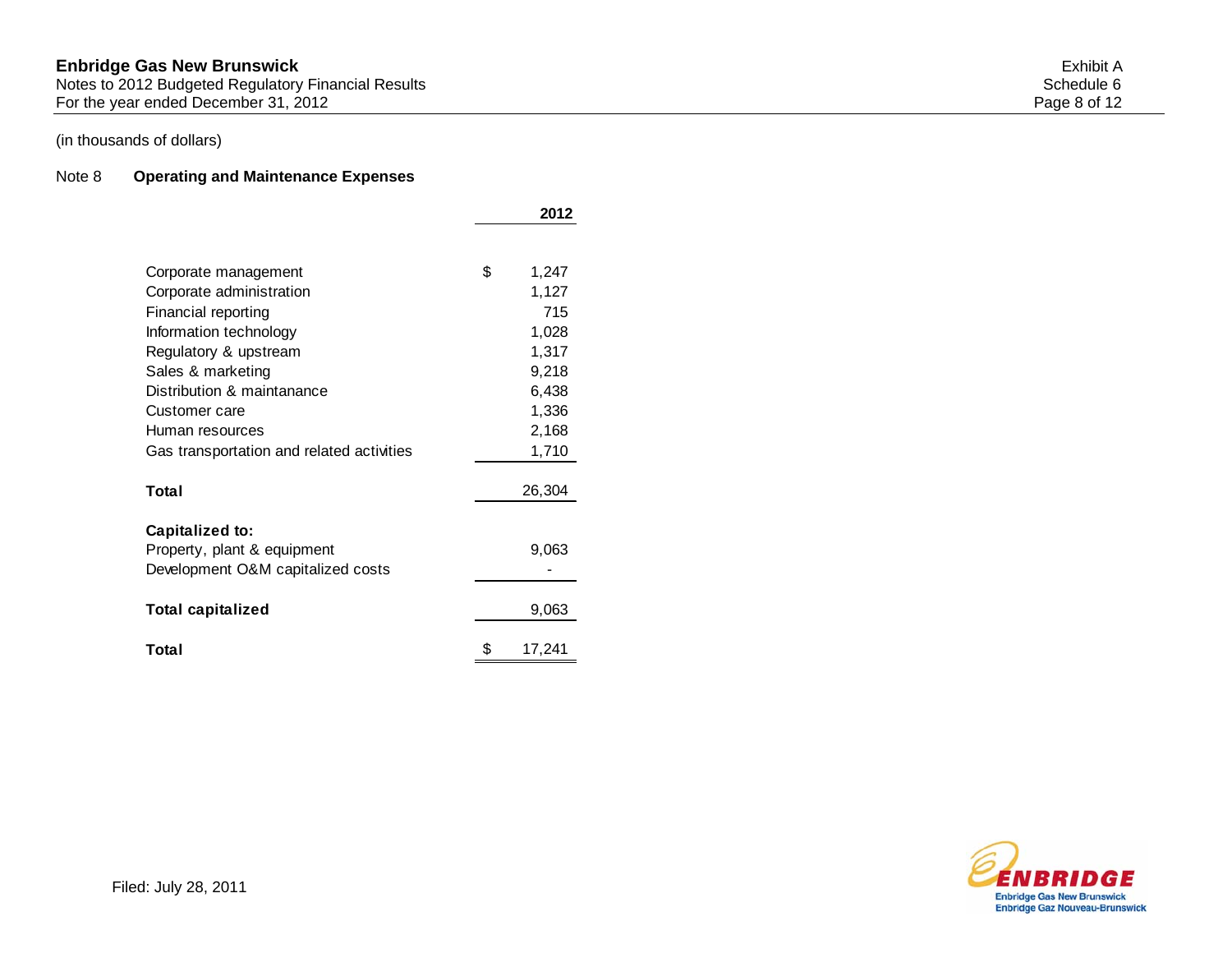(in thousands of dollars)

## Note 8 Operating and Maintenance Expenses

| | 2012 |
|---|---|
| Corporate management | $ 1,247 |
| Corporate administration | 1,127 |
| Financial reporting | 715 |
| Information technology | 1,028 |
| Regulatory & upstream | 1,317 |
| Sales & marketing | 9,218 |
| Distribution & maintanance | 6,438 |
| Customer care | 1,336 |
| Human resources | 2,168 |
| Gas transportation and related activities | 1,710 |
| **Total** | 26,304 |
| **Capitalized to:** | |
| Property, plant & equipment | 9,063 |
| Development O&M capitalized costs | - |
| **Total capitalized** | 9,063 |
| **Total** | $ 17,241 |

Filed: July 28, 2011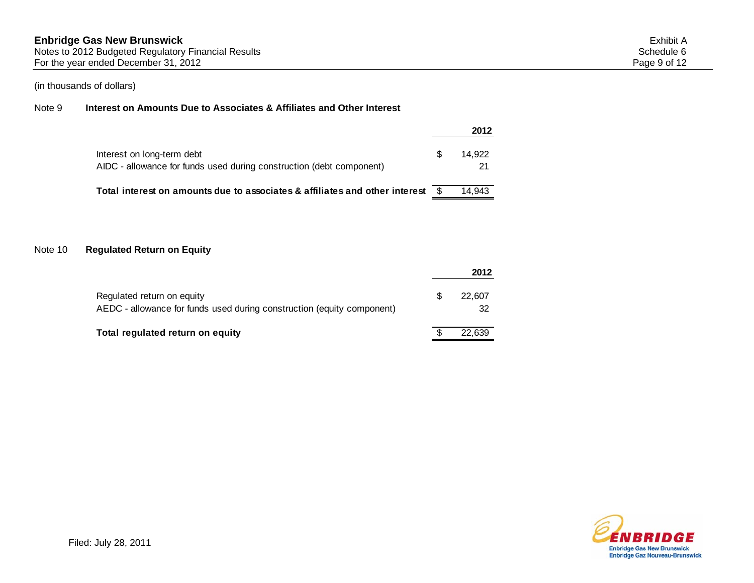(in thousands of dollars)

## Note 9 Interest on Amounts Due to Associates & Affiliates and Other Interest

| | 2012 |
|---|---|
| Interest on long-term debt | $ 14,922 |
| AIDC - allowance for funds used during construction (debt component) | 21 |
| **Total interest on amounts due to associates & affiliates and other interest** | **$ 14,943** |

## Note 10 Regulated Return on Equity

| | 2012 |
|---|---|
| Regulated return on equity | $ 22,607 |
| AEDC - allowance for funds used during construction (equity component) | 32 |
| **Total regulated return on equity** | **$ 22,639** |

Filed: July 28, 2011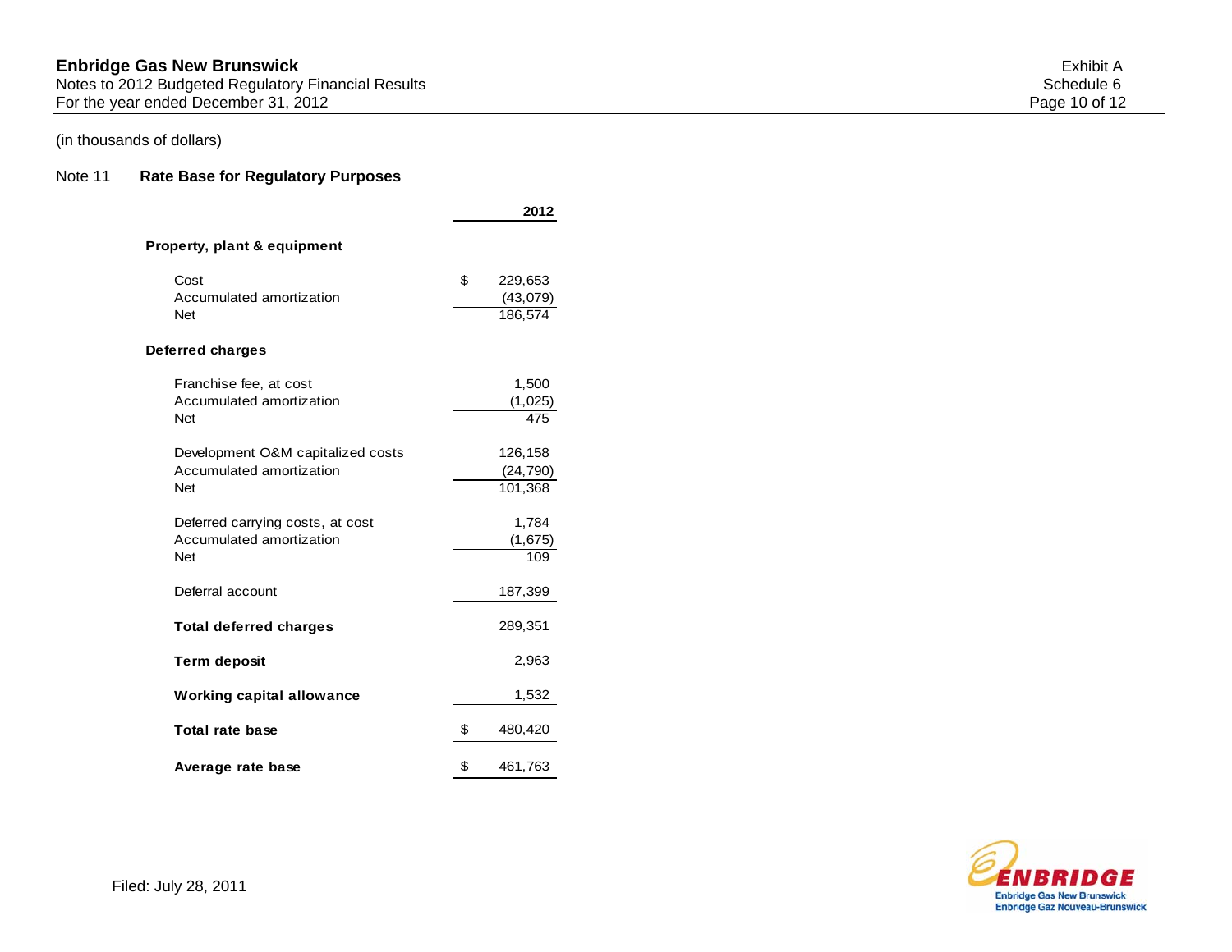(in thousands of dollars)

## Note 11 Rate Base for Regulatory Purposes

| | | 2012 |
|---|---|---|
| **Property, plant & equipment** | | |
| Cost | $ | 229,653 |
| Accumulated amortization | | (43,079) |
| Net | | 186,574 |
| **Deferred charges** | | |
| Franchise fee, at cost | | 1,500 |
| Accumulated amortization | | (1,025) |
| Net | | 475 |
| Development O&M capitalized costs | | 126,158 |
| Accumulated amortization | | (24,790) |
| Net | | 101,368 |
| Deferred carrying costs, at cost | | 1,784 |
| Accumulated amortization | | (1,675) |
| Net | | 109 |
| Deferral account | | 187,399 |
| **Total deferred charges** | | 289,351 |
| **Term deposit** | | 2,963 |
| **Working capital allowance** | | 1,532 |
| **Total rate base** | $ | 480,420 |
| **Average rate base** | $ | 461,763 |

Filed: July 28, 2011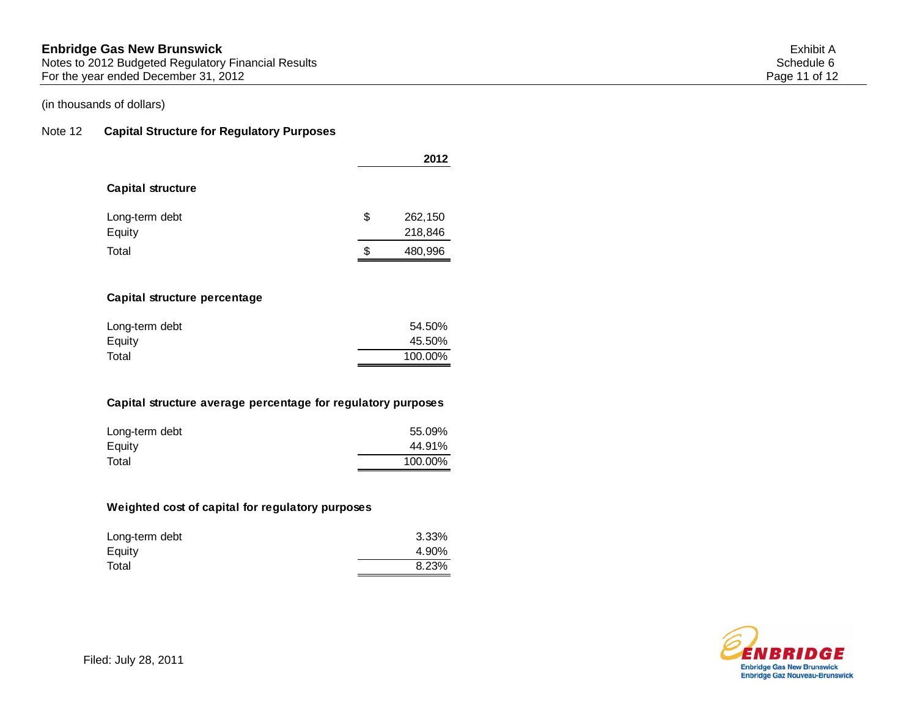(in thousands of dollars)

## Note 12 Capital Structure for Regulatory Purposes

| | | 2012 |
|---|---|---|
| **Capital structure** | | |
| Long-term debt | $ | 262,150 |
| Equity | | 218,846 |
| Total | $ | 480,996 |

| | 2012 |
|---|---|
| **Capital structure percentage** | |
| Long-term debt | 54.50% |
| Equity | 45.50% |
| Total | 100.00% |

| | 2012 |
|---|---|
| **Capital structure average percentage for regulatory purposes** | |
| Long-term debt | 55.09% |
| Equity | 44.91% |
| Total | 100.00% |

| | 2012 |
|---|---|
| **Weighted cost of capital for regulatory purposes** | |
| Long-term debt | 3.33% |
| Equity | 4.90% |
| Total | 8.23% |

Filed: July 28, 2011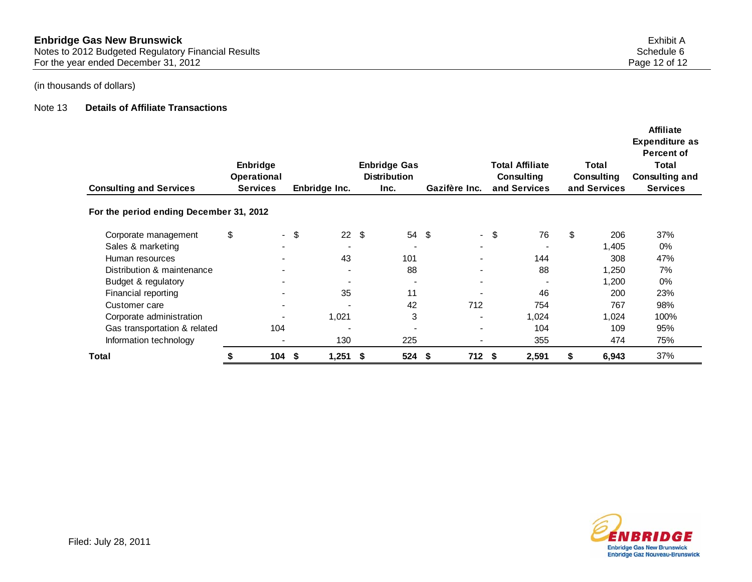**Enbridge Gas New Brunswick**
Notes to 2012 Budgeted Regulatory Financial Results
For the year ended December 31, 2012

Exhibit A
Schedule 6

(in thousands of dollars)

Note 13 **Details of Affiliate Transactions**

| Consulting and Services | Enbridge Operational Services | Enbridge Inc. | Enbridge Gas Distribution Inc. | Gazifère Inc. | Total Affiliate Consulting and Services | Total Consulting and Services | Affiliate Expenditure as Percent of Total Consulting and Services |
|---|---|---|---|---|---|---|---|
| **For the period ending December 31, 2012** | | | | | | | |
| Corporate management | $ - | $ 22 | $ 54 | $ - | $ 76 | $ 206 | 37% |
| Sales & marketing | - | - | - | - | - | 1,405 | 0% |
| Human resources | - | 43 | 101 | - | 144 | 308 | 47% |
| Distribution & maintenance | - | - | 88 | - | 88 | 1,250 | 7% |
| Budget & regulatory | - | - | - | - | - | 1,200 | 0% |
| Financial reporting | - | 35 | 11 | - | 46 | 200 | 23% |
| Customer care | - | - | 42 | 712 | 754 | 767 | 98% |
| Corporate administration | - | 1,021 | 3 | - | 1,024 | 1,024 | 100% |
| Gas transportation & related | 104 | - | - | - | 104 | 109 | 95% |
| Information technology | - | 130 | 225 | - | 355 | 474 | 75% |
| **Total** | **$ 104** | **$ 1,251** | **$ 524** | **$ 712** | **$ 2,591** | **$ 6,943** | 37% |

Filed: July 28, 2011

ENBRIDGE
Enbridge Gas New Brunswick
Enbridge Gaz Nouveau-Brunswick